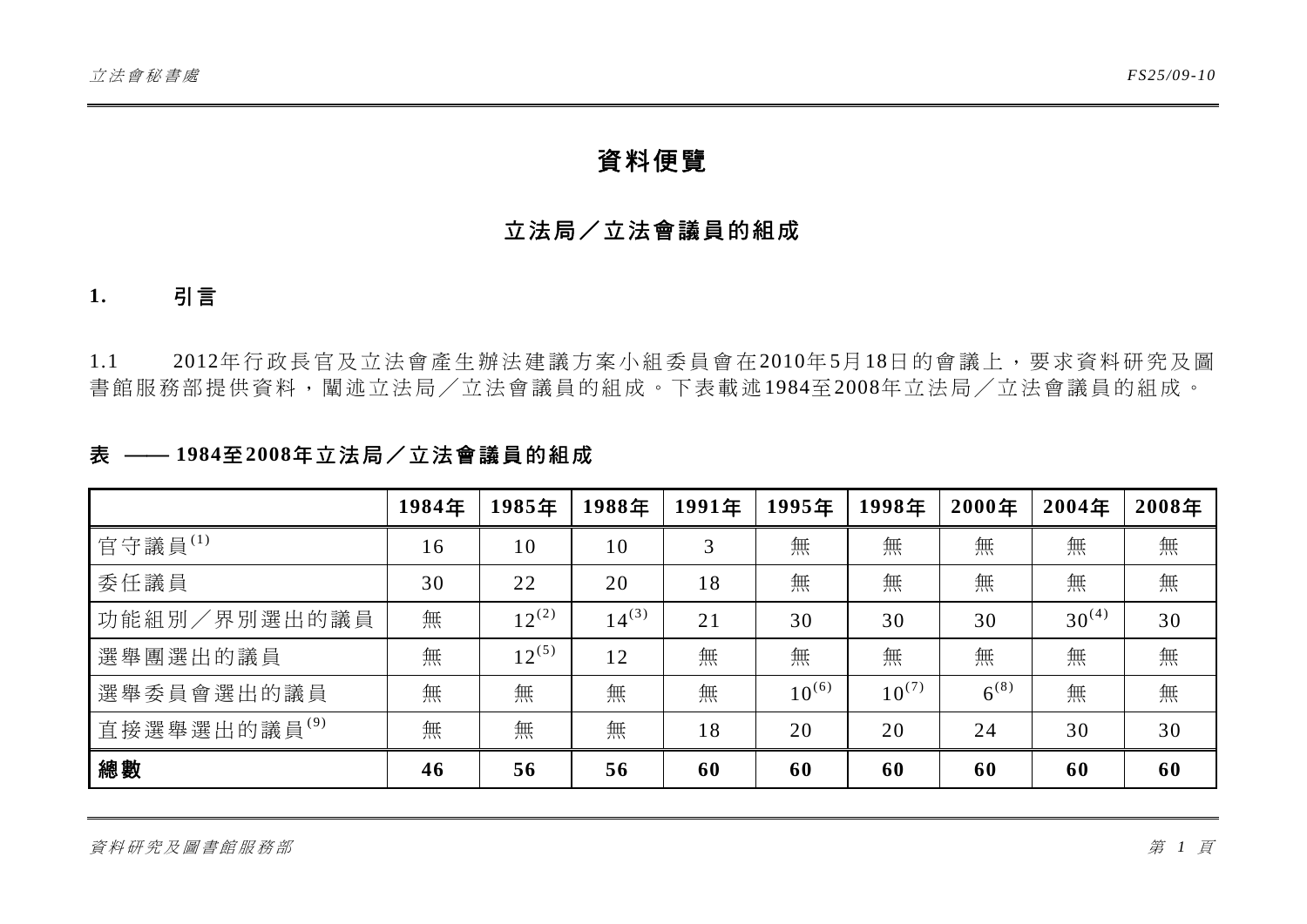# 資料便覽

## 立法局／立法會議員的組成

### 1. 引言

1.1 2012年行政長官及立法會產生辦法建議方案小組委員會在2010年5月18日的會議上，要求資料研究及圖書館服務部提供資料，闡述立法局／立法會議員的組成。下表載述1984至2008年立法局／立法會議員的組成。

**表 —— 1984至2008年立法局／立法會議員的組成**

| | 1984年 | 1985年 | 1988年 | 1991年 | 1995年 | 1998年 | 2000年 | 2004年 | 2008年 |
|---|---|---|---|---|---|---|---|---|---|
| 官守議員(1) | 16 | 10 | 10 | 3 | 無 | 無 | 無 | 無 | 無 |
| 委任議員 | 30 | 22 | 20 | 18 | 無 | 無 | 無 | 無 | 無 |
| 功能組別／界別選出的議員 | 無 | 12(2) | 14(3) | 21 | 30 | 30 | 30 | 30(4) | 30 |
| 選舉團選出的議員 | 無 | 12(5) | 12 | 無 | 無 | 無 | 無 | 無 | 無 |
| 選舉委員會選出的議員 | 無 | 無 | 無 | 無 | 10(6) | 10(7) | 6(8) | 無 | 無 |
| 直接選舉選出的議員(9) | 無 | 無 | 無 | 18 | 20 | 20 | 24 | 30 | 30 |
| **總數** | **46** | **56** | **56** | **60** | **60** | **60** | **60** | **60** | **60** |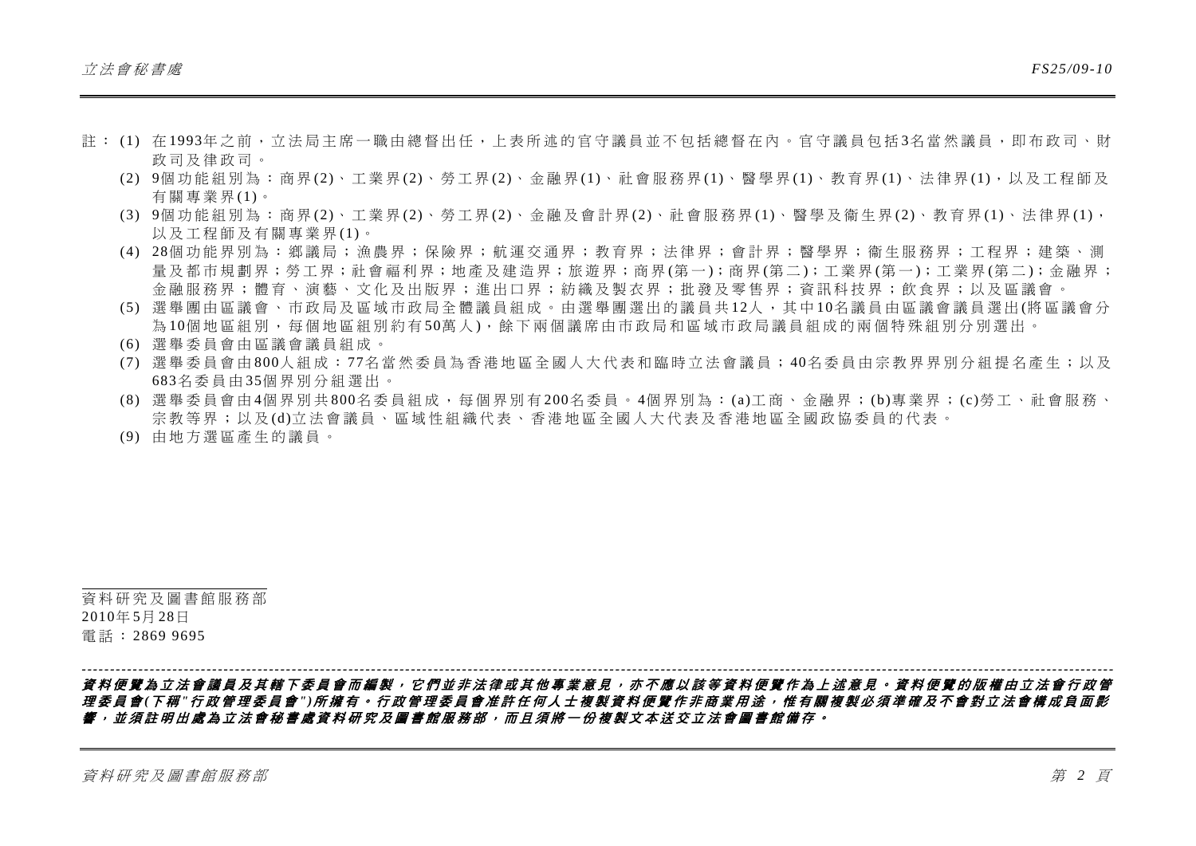註： (1) 在1993年之前，立法局主席一職由總督出任，上表所述的官守議員並不包括總督在內。官守議員包括3名當然議員，即布政司、財政司及律政司。

(2) 9個功能組別為：商界(2)、工業界(2)、勞工界(2)、金融界(1)、社會服務界(1)、醫學界(1)、教育界(1)、法律界(1)，以及工程師及有關專業界(1)。

(3) 9個功能組別為：商界(2)、工業界(2)、勞工界(2)、金融及會計界(2)、社會服務界(1)、醫學及衛生界(2)、教育界(1)、法律界(1)，以及工程師及有關專業界(1)。

(4) 28個功能界別為：鄉議局；漁農界；保險界；航運交通界；教育界；法律界；會計界；醫學界；衛生服務界；工程界；建築、測量及都市規劃界；勞工界；社會福利界；地產及建造界；旅遊界；商界(第一)；商界(第二)；工業界(第一)；工業界(第二)；金融界；金融服務界；體育、演藝、文化及出版界；進出口界；紡織及製衣界；批發及零售界；資訊科技界；飲食界；以及區議會。

(5) 選舉團由區議會、市政局及區域市政局全體議員組成。由選舉團選出的議員共12人，其中10名議員由區議會議員選出(將區議會分為10個地區組別，每個地區組別約有50萬人)，餘下兩個議席由市政局和區域市政局議員組成的兩個特殊組別分別選出。

(6) 選舉委員會由區議會議員組成。

(7) 選舉委員會由800人組成：77名當然委員為香港地區全國人大代表和臨時立法會議員；40名委員由宗教界界別分組提名產生；以及683名委員由35個界別分組選出。

(8) 選舉委員會由4個界別共800名委員組成，每個界別有200名委員。4個界別為：(a)工商、金融界；(b)專業界；(c)勞工、社會服務、宗教等界；以及(d)立法會議員、區域性組織代表、香港地區全國人大代表及香港地區全國政協委員的代表。

(9) 由地方選區產生的議員。

資料研究及圖書館服務部
2010年5月28日
電話：2869 9695

---

***資料便覽為立法會議員及其轄下委員會而編製，它們並非法律或其他專業意見，亦不應以該等資料便覽作為上述意見。資料便覽的版權由立法會行政管理委員會(下稱"行政管理委員會")所擁有。行政管理委員會准許任何人士複製資料便覽作非商業用途，惟有關複製必須準確及不會對立法會構成負面影響，並須註明出處為立法會秘書處資料研究及圖書館服務部，而且須將一份複製文本送交立法會圖書館備存。***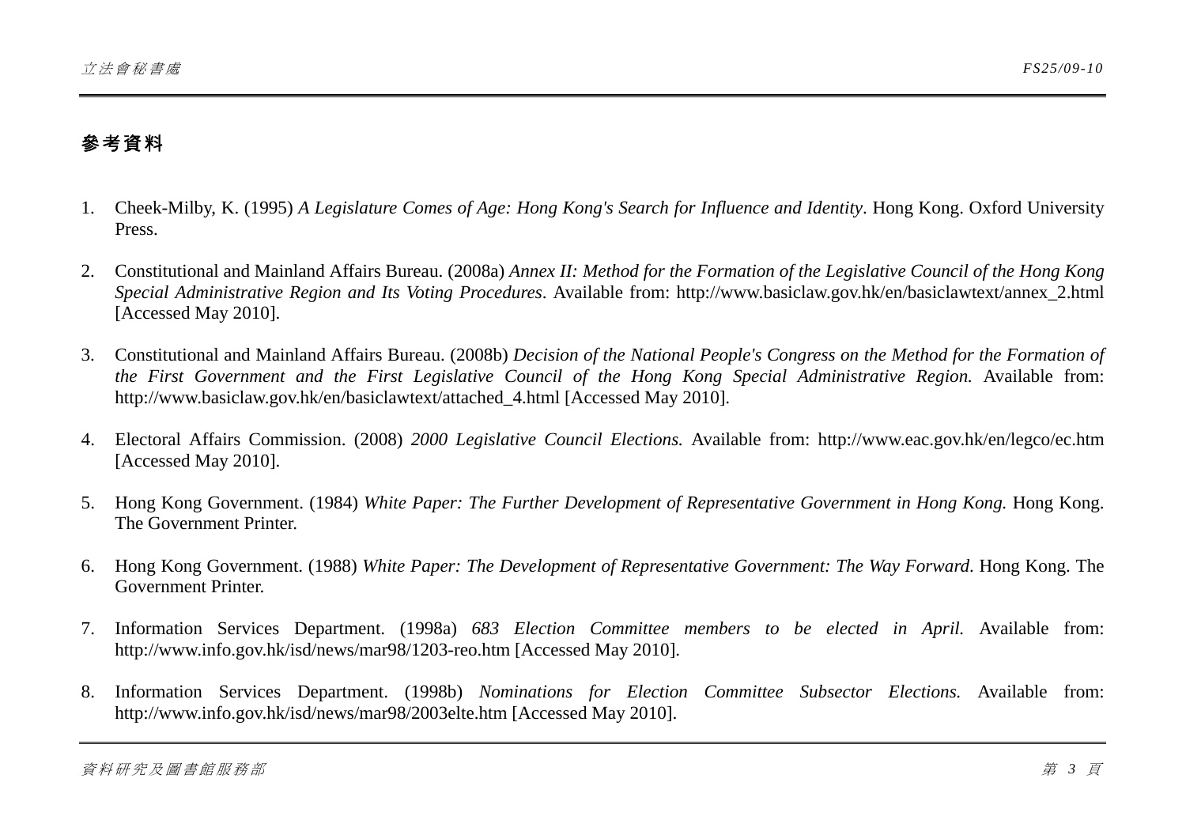# 參考資料

1. Cheek-Milby, K. (1995) *A Legislature Comes of Age: Hong Kong's Search for Influence and Identity*. Hong Kong. Oxford University Press.

2. Constitutional and Mainland Affairs Bureau. (2008a) *Annex II: Method for the Formation of the Legislative Council of the Hong Kong Special Administrative Region and Its Voting Procedures*. Available from: http://www.basiclaw.gov.hk/en/basiclawtext/annex_2.html [Accessed May 2010].

3. Constitutional and Mainland Affairs Bureau. (2008b) *Decision of the National People's Congress on the Method for the Formation of the First Government and the First Legislative Council of the Hong Kong Special Administrative Region.* Available from: http://www.basiclaw.gov.hk/en/basiclawtext/attached_4.html [Accessed May 2010].

4. Electoral Affairs Commission. (2008) *2000 Legislative Council Elections.* Available from: http://www.eac.gov.hk/en/legco/ec.htm [Accessed May 2010].

5. Hong Kong Government. (1984) *White Paper: The Further Development of Representative Government in Hong Kong.* Hong Kong. The Government Printer.

6. Hong Kong Government. (1988) *White Paper: The Development of Representative Government: The Way Forward*. Hong Kong. The Government Printer.

7. Information Services Department. (1998a) *683 Election Committee members to be elected in April.* Available from: http://www.info.gov.hk/isd/news/mar98/1203-reo.htm [Accessed May 2010].

8. Information Services Department. (1998b) *Nominations for Election Committee Subsector Elections.* Available from: http://www.info.gov.hk/isd/news/mar98/2003elte.htm [Accessed May 2010].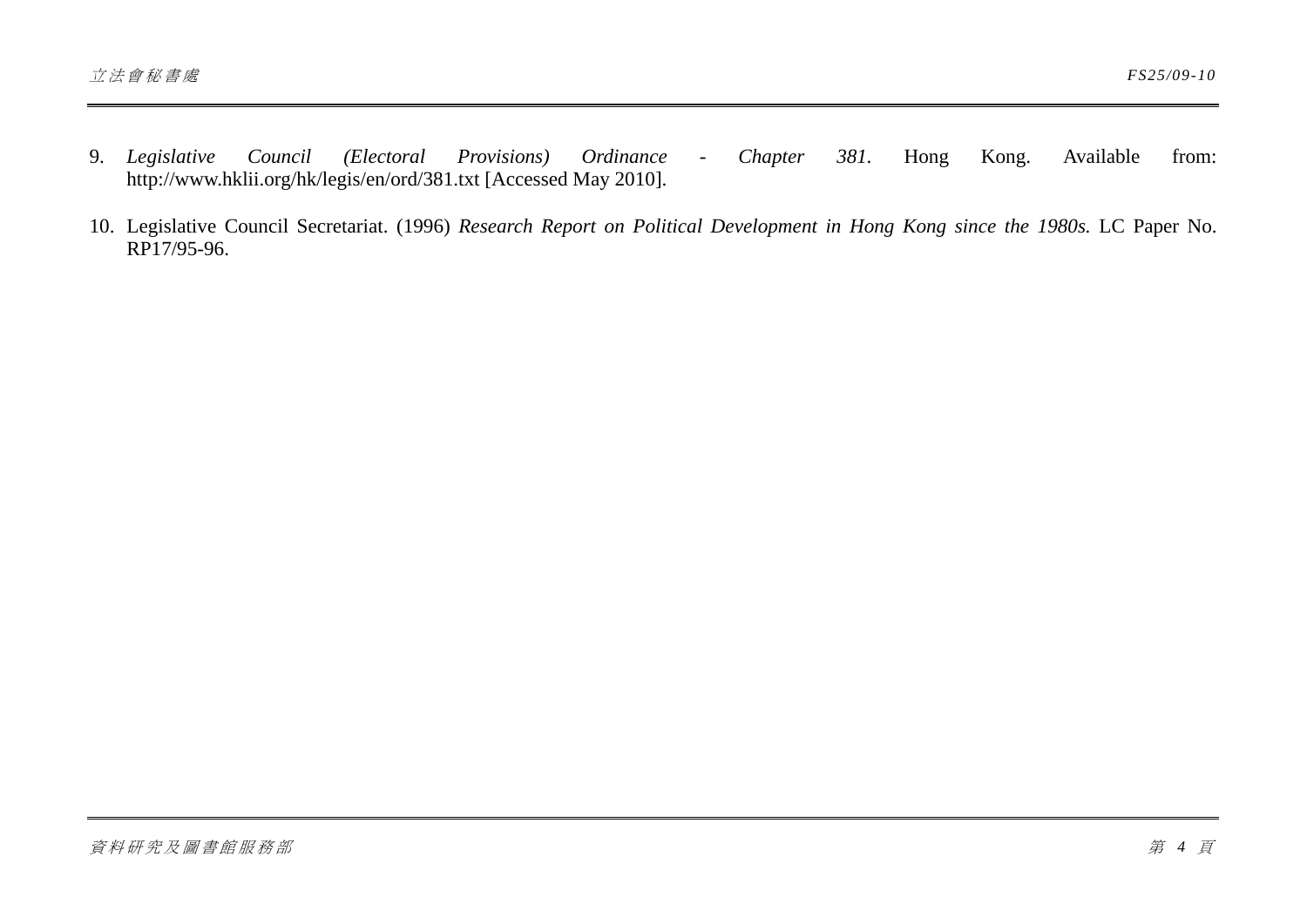9. *Legislative Council (Electoral Provisions) Ordinance - Chapter 381*. Hong Kong. Available from: http://www.hklii.org/hk/legis/en/ord/381.txt [Accessed May 2010].

10. Legislative Council Secretariat. (1996) *Research Report on Political Development in Hong Kong since the 1980s.* LC Paper No. RP17/95-96.